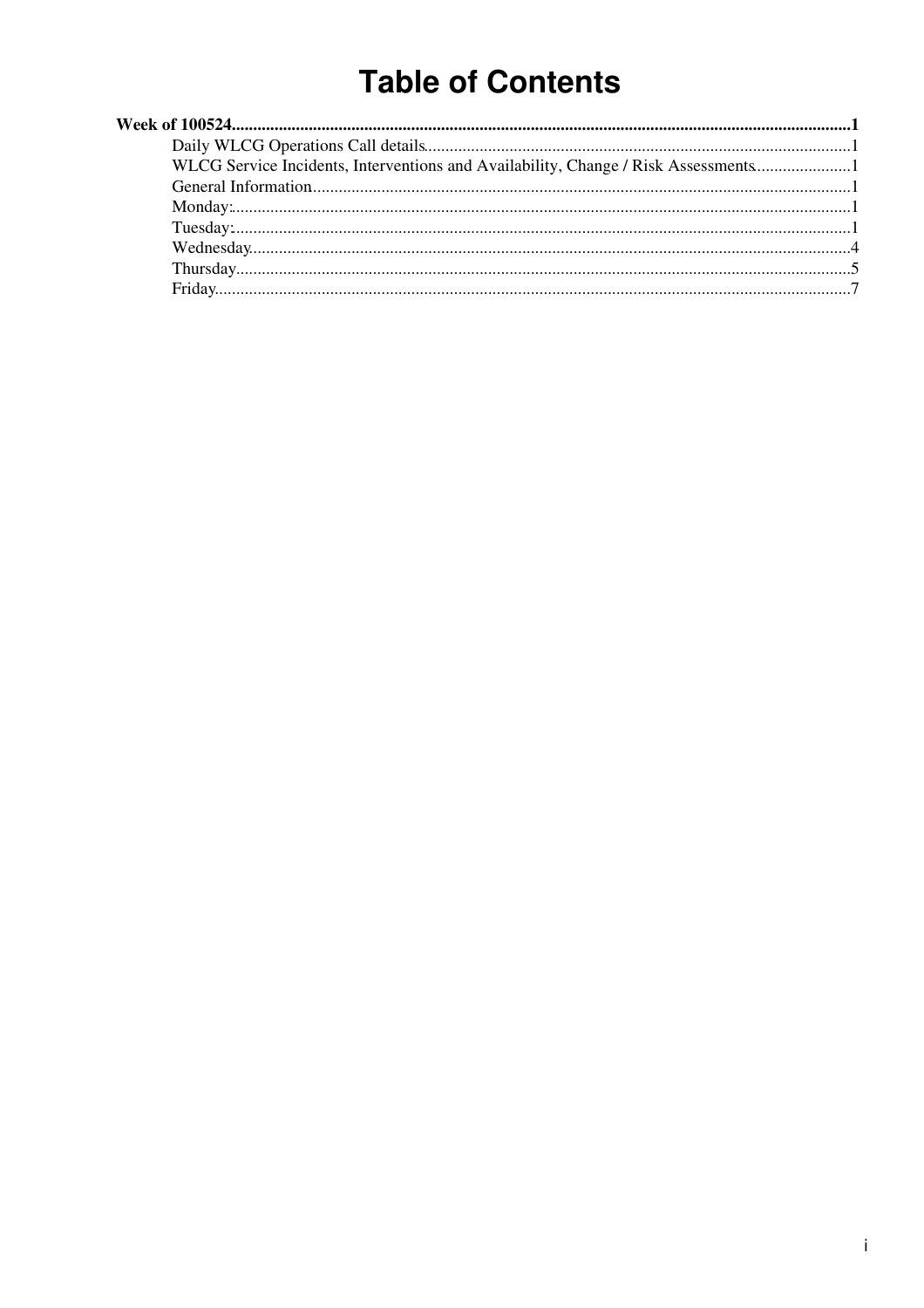# Table of Contents

**Week of 100524**......................................................................................................................................................**1**

- Daily WLCG Operations Call details......................................................................................................1
- WLCG Service Incidents, Interventions and Availability, Change / Risk Assessments.........................1
- General Information...............................................................................................................................1
- Monday:.................................................................................................................................................1
- Tuesday:.................................................................................................................................................1
- Wednesday.............................................................................................................................................4
- Thursday................................................................................................................................................5
- Friday.....................................................................................................................................................7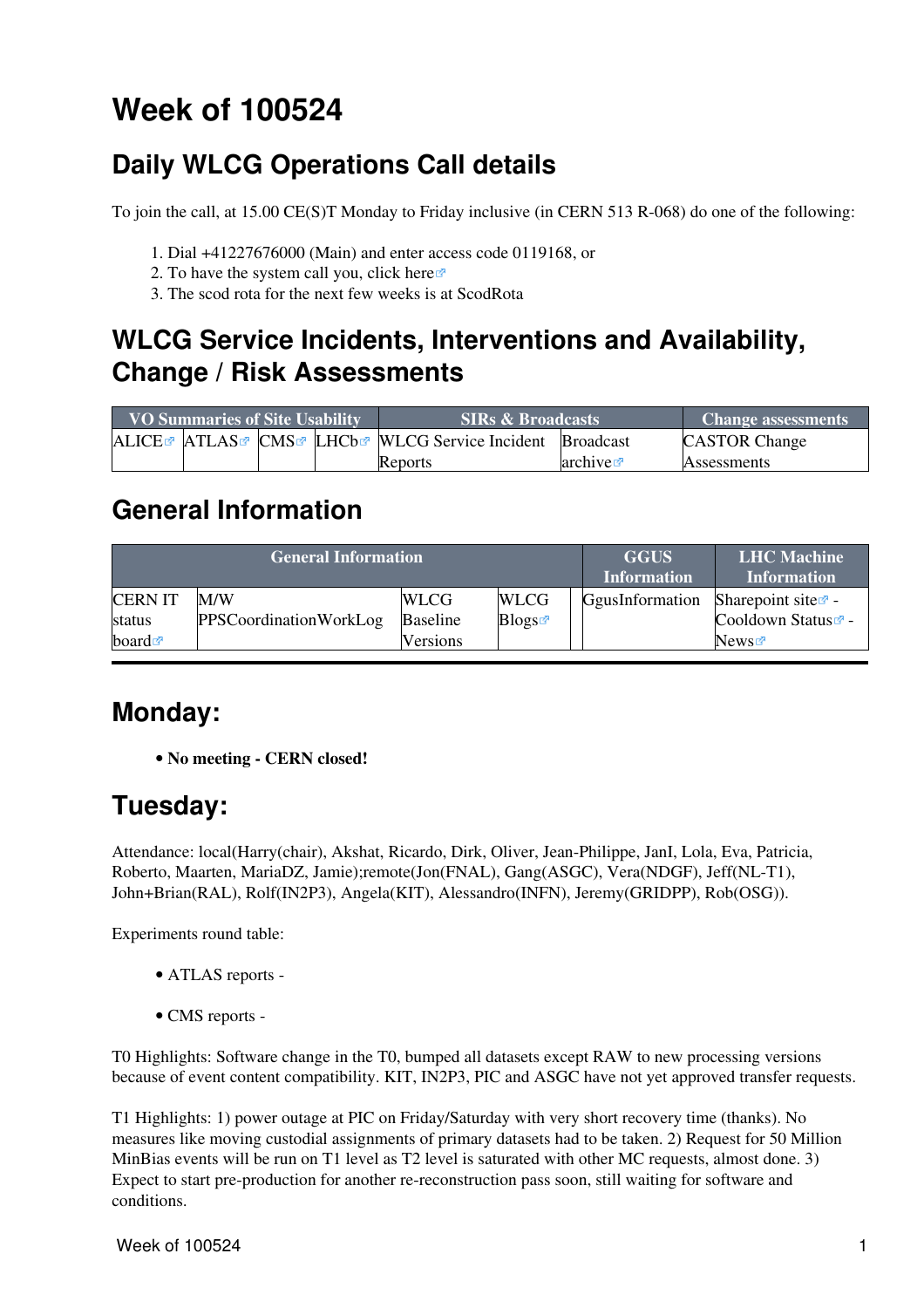# Week of 100524

## Daily WLCG Operations Call details

To join the call, at 15.00 CE(S)T Monday to Friday inclusive (in CERN 513 R-068) do one of the following:

1. Dial +41227676000 (Main) and enter access code 0119168, or
2. To have the system call you, click here
3. The scod rota for the next few weeks is at ScodRota

## WLCG Service Incidents, Interventions and Availability, Change / Risk Assessments

| VO Summaries of Site Usability | | | | SIRs & Broadcasts | | Change assessments |
|---|---|---|---|---|---|---|
| ALICE | ATLAS | CMS | LHCb | WLCG Service Incident Reports | Broadcast archive | CASTOR Change Assessments |

## General Information

| General Information | | | | | GGUS Information | LHC Machine Information |
|---|---|---|---|---|---|---|
| CERN IT status board | M/W PPSCoordinationWorkLog | WLCG Baseline Versions | WLCG Blogs | | GgusInformation | Sharepoint site - Cooldown Status - News |

## Monday:

- **No meeting - CERN closed!**

## Tuesday:

Attendance: local(Harry(chair), Akshat, Ricardo, Dirk, Oliver, Jean-Philippe, JanI, Lola, Eva, Patricia, Roberto, Maarten, MariaDZ, Jamie);remote(Jon(FNAL), Gang(ASGC), Vera(NDGF), Jeff(NL-T1), John+Brian(RAL), Rolf(IN2P3), Angela(KIT), Alessandro(INFN), Jeremy(GRIDPP), Rob(OSG)).

Experiments round table:

- ATLAS reports -

- CMS reports -

T0 Highlights: Software change in the T0, bumped all datasets except RAW to new processing versions because of event content compatibility. KIT, IN2P3, PIC and ASGC have not yet approved transfer requests.

T1 Highlights: 1) power outage at PIC on Friday/Saturday with very short recovery time (thanks). No measures like moving custodial assignments of primary datasets had to be taken. 2) Request for 50 Million MinBias events will be run on T1 level as T2 level is saturated with other MC requests, almost done. 3) Expect to start pre-production for another re-reconstruction pass soon, still waiting for software and conditions.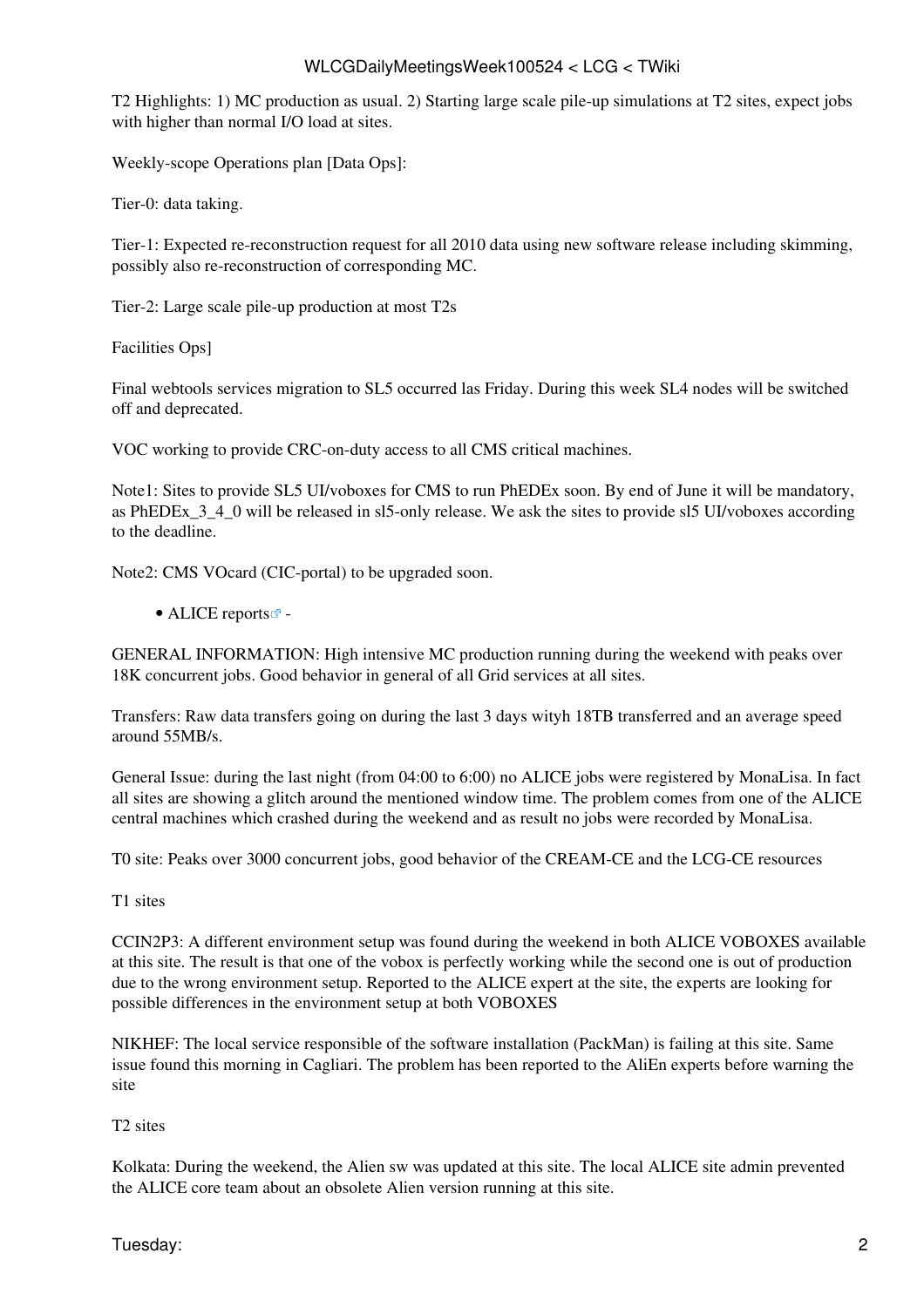T2 Highlights: 1) MC production as usual. 2) Starting large scale pile-up simulations at T2 sites, expect jobs with higher than normal I/O load at sites.

Weekly-scope Operations plan [Data Ops]:

Tier-0: data taking.

Tier-1: Expected re-reconstruction request for all 2010 data using new software release including skimming, possibly also re-reconstruction of corresponding MC.

Tier-2: Large scale pile-up production at most T2s

Facilities Ops]

Final webtools services migration to SL5 occurred las Friday. During this week SL4 nodes will be switched off and deprecated.

VOC working to provide CRC-on-duty access to all CMS critical machines.

Note1: Sites to provide SL5 UI/voboxes for CMS to run PhEDEx soon. By end of June it will be mandatory, as PhEDEx_3_4_0 will be released in sl5-only release. We ask the sites to provide sl5 UI/voboxes according to the deadline.

Note2: CMS VOcard (CIC-portal) to be upgraded soon.

- ALICE reports -

GENERAL INFORMATION: High intensive MC production running during the weekend with peaks over 18K concurrent jobs. Good behavior in general of all Grid services at all sites.

Transfers: Raw data transfers going on during the last 3 days wityh 18TB transferred and an average speed around 55MB/s.

General Issue: during the last night (from 04:00 to 6:00) no ALICE jobs were registered by MonaLisa. In fact all sites are showing a glitch around the mentioned window time. The problem comes from one of the ALICE central machines which crashed during the weekend and as result no jobs were recorded by MonaLisa.

T0 site: Peaks over 3000 concurrent jobs, good behavior of the CREAM-CE and the LCG-CE resources

T1 sites

CCIN2P3: A different environment setup was found during the weekend in both ALICE VOBOXES available at this site. The result is that one of the vobox is perfectly working while the second one is out of production due to the wrong environment setup. Reported to the ALICE expert at the site, the experts are looking for possible differences in the environment setup at both VOBOXES

NIKHEF: The local service responsible of the software installation (PackMan) is failing at this site. Same issue found this morning in Cagliari. The problem has been reported to the AliEn experts before warning the site

T2 sites

Kolkata: During the weekend, the Alien sw was updated at this site. The local ALICE site admin prevented the ALICE core team about an obsolete Alien version running at this site.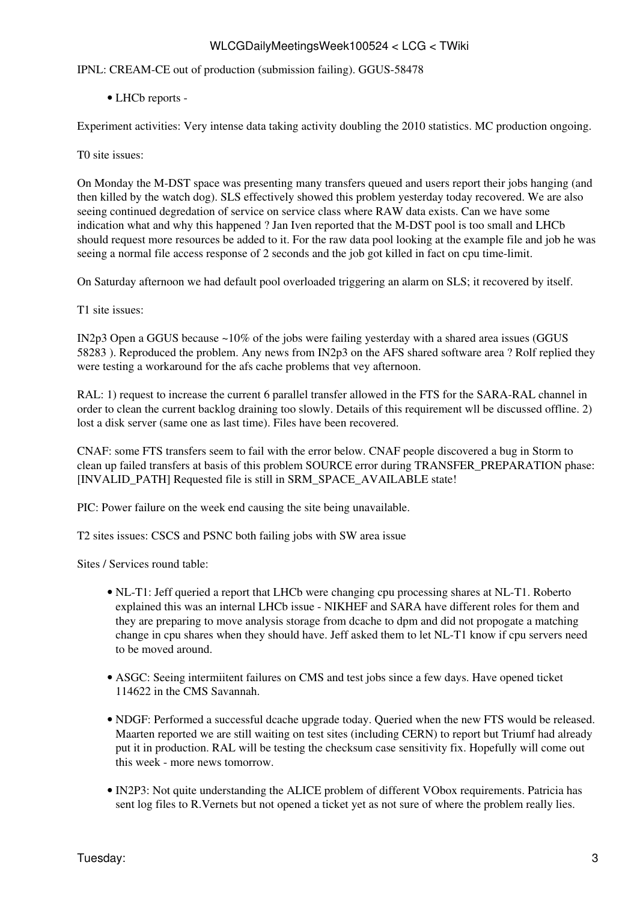IPNL: CREAM-CE out of production (submission failing). GGUS-58478

- LHCb reports -

Experiment activities: Very intense data taking activity doubling the 2010 statistics. MC production ongoing.

T0 site issues:

On Monday the M-DST space was presenting many transfers queued and users report their jobs hanging (and then killed by the watch dog). SLS effectively showed this problem yesterday today recovered. We are also seeing continued degredation of service on service class where RAW data exists. Can we have some indication what and why this happened ? Jan Iven reported that the M-DST pool is too small and LHCb should request more resources be added to it. For the raw data pool looking at the example file and job he was seeing a normal file access response of 2 seconds and the job got killed in fact on cpu time-limit.

On Saturday afternoon we had default pool overloaded triggering an alarm on SLS; it recovered by itself.

T1 site issues:

IN2p3 Open a GGUS because ~10% of the jobs were failing yesterday with a shared area issues (GGUS 58283 ). Reproduced the problem. Any news from IN2p3 on the AFS shared software area ? Rolf replied they were testing a workaround for the afs cache problems that vey afternoon.

RAL: 1) request to increase the current 6 parallel transfer allowed in the FTS for the SARA-RAL channel in order to clean the current backlog draining too slowly. Details of this requirement wll be discussed offline. 2) lost a disk server (same one as last time). Files have been recovered.

CNAF: some FTS transfers seem to fail with the error below. CNAF people discovered a bug in Storm to clean up failed transfers at basis of this problem SOURCE error during TRANSFER_PREPARATION phase: [INVALID_PATH] Requested file is still in SRM_SPACE_AVAILABLE state!

PIC: Power failure on the week end causing the site being unavailable.

T2 sites issues: CSCS and PSNC both failing jobs with SW area issue

Sites / Services round table:

- NL-T1: Jeff queried a report that LHCb were changing cpu processing shares at NL-T1. Roberto explained this was an internal LHCb issue - NIKHEF and SARA have different roles for them and they are preparing to move analysis storage from dcache to dpm and did not propogate a matching change in cpu shares when they should have. Jeff asked them to let NL-T1 know if cpu servers need to be moved around.

- ASGC: Seeing intermiitent failures on CMS and test jobs since a few days. Have opened ticket 114622 in the CMS Savannah.

- NDGF: Performed a successful dcache upgrade today. Queried when the new FTS would be released. Maarten reported we are still waiting on test sites (including CERN) to report but Triumf had already put it in production. RAL will be testing the checksum case sensitivity fix. Hopefully will come out this week - more news tomorrow.

- IN2P3: Not quite understanding the ALICE problem of different VObox requirements. Patricia has sent log files to R.Vernets but not opened a ticket yet as not sure of where the problem really lies.

Tuesday: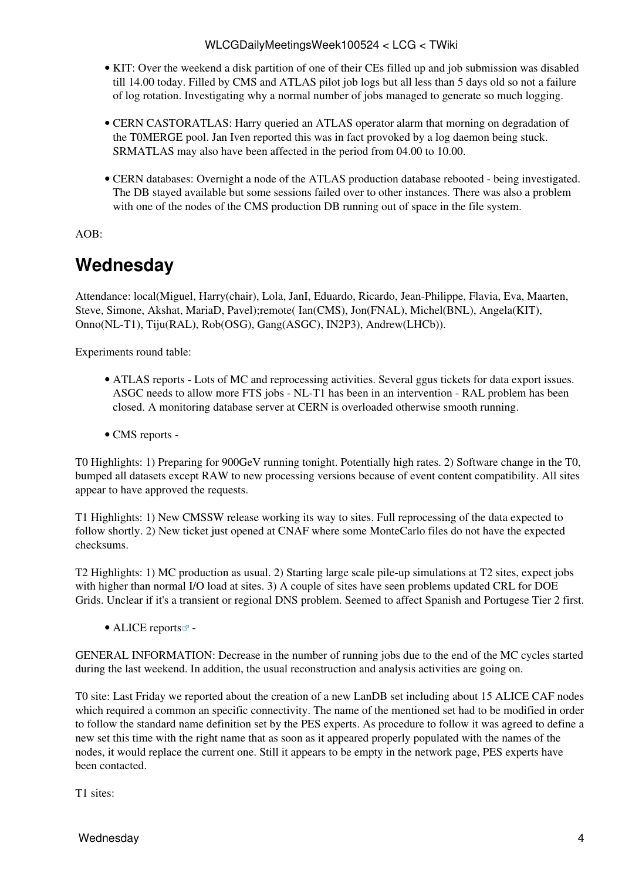- KIT: Over the weekend a disk partition of one of their CEs filled up and job submission was disabled till 14.00 today. Filled by CMS and ATLAS pilot job logs but all less than 5 days old so not a failure of log rotation. Investigating why a normal number of jobs managed to generate so much logging.

- CERN CASTORATLAS: Harry queried an ATLAS operator alarm that morning on degradation of the T0MERGE pool. Jan Iven reported this was in fact provoked by a log daemon being stuck. SRMATLAS may also have been affected in the period from 04.00 to 10.00.

- CERN databases: Overnight a node of the ATLAS production database rebooted - being investigated. The DB stayed available but some sessions failed over to other instances. There was also a problem with one of the nodes of the CMS production DB running out of space in the file system.

AOB:

## Wednesday

Attendance: local(Miguel, Harry(chair), Lola, JanI, Eduardo, Ricardo, Jean-Philippe, Flavia, Eva, Maarten, Steve, Simone, Akshat, MariaD, Pavel);remote( Ian(CMS), Jon(FNAL), Michel(BNL), Angela(KIT), Onno(NL-T1), Tiju(RAL), Rob(OSG), Gang(ASGC), IN2P3), Andrew(LHCb)).

Experiments round table:

- ATLAS reports - Lots of MC and reprocessing activities. Several ggus tickets for data export issues. ASGC needs to allow more FTS jobs - NL-T1 has been in an intervention - RAL problem has been closed. A monitoring database server at CERN is overloaded otherwise smooth running.

- CMS reports -

T0 Highlights: 1) Preparing for 900GeV running tonight. Potentially high rates. 2) Software change in the T0, bumped all datasets except RAW to new processing versions because of event content compatibility. All sites appear to have approved the requests.

T1 Highlights: 1) New CMSSW release working its way to sites. Full reprocessing of the data expected to follow shortly. 2) New ticket just opened at CNAF where some MonteCarlo files do not have the expected checksums.

T2 Highlights: 1) MC production as usual. 2) Starting large scale pile-up simulations at T2 sites, expect jobs with higher than normal I/O load at sites. 3) A couple of sites have seen problems updated CRL for DOE Grids. Unclear if it's a transient or regional DNS problem. Seemed to affect Spanish and Portugese Tier 2 first.

- ALICE reports -

GENERAL INFORMATION: Decrease in the number of running jobs due to the end of the MC cycles started during the last weekend. In addition, the usual reconstruction and analysis activities are going on.

T0 site: Last Friday we reported about the creation of a new LanDB set including about 15 ALICE CAF nodes which required a common an specific connectivity. The name of the mentioned set had to be modified in order to follow the standard name definition set by the PES experts. As procedure to follow it was agreed to define a new set this time with the right name that as soon as it appeared properly populated with the names of the nodes, it would replace the current one. Still it appears to be empty in the network page, PES experts have been contacted.

T1 sites: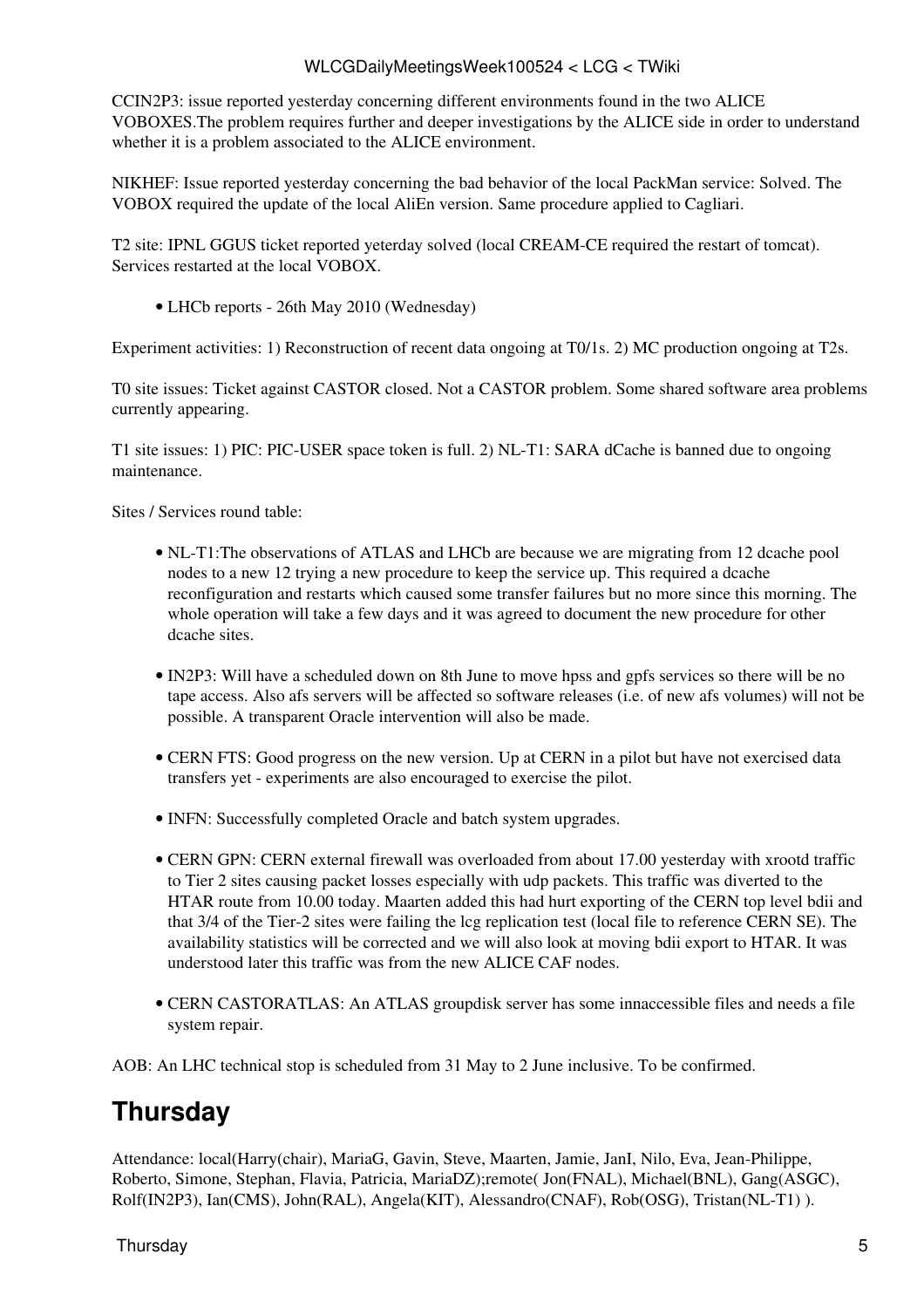CCIN2P3: issue reported yesterday concerning different environments found in the two ALICE VOBOXES.The problem requires further and deeper investigations by the ALICE side in order to understand whether it is a problem associated to the ALICE environment.

NIKHEF: Issue reported yesterday concerning the bad behavior of the local PackMan service: Solved. The VOBOX required the update of the local AliEn version. Same procedure applied to Cagliari.

T2 site: IPNL GGUS ticket reported yeterday solved (local CREAM-CE required the restart of tomcat). Services restarted at the local VOBOX.

- LHCb reports - 26th May 2010 (Wednesday)

Experiment activities: 1) Reconstruction of recent data ongoing at T0/1s. 2) MC production ongoing at T2s.

T0 site issues: Ticket against CASTOR closed. Not a CASTOR problem. Some shared software area problems currently appearing.

T1 site issues: 1) PIC: PIC-USER space token is full. 2) NL-T1: SARA dCache is banned due to ongoing maintenance.

Sites / Services round table:

- NL-T1:The observations of ATLAS and LHCb are because we are migrating from 12 dcache pool nodes to a new 12 trying a new procedure to keep the service up. This required a dcache reconfiguration and restarts which caused some transfer failures but no more since this morning. The whole operation will take a few days and it was agreed to document the new procedure for other dcache sites.
- IN2P3: Will have a scheduled down on 8th June to move hpss and gpfs services so there will be no tape access. Also afs servers will be affected so software releases (i.e. of new afs volumes) will not be possible. A transparent Oracle intervention will also be made.
- CERN FTS: Good progress on the new version. Up at CERN in a pilot but have not exercised data transfers yet - experiments are also encouraged to exercise the pilot.
- INFN: Successfully completed Oracle and batch system upgrades.
- CERN GPN: CERN external firewall was overloaded from about 17.00 yesterday with xrootd traffic to Tier 2 sites causing packet losses especially with udp packets. This traffic was diverted to the HTAR route from 10.00 today. Maarten added this had hurt exporting of the CERN top level bdii and that 3/4 of the Tier-2 sites were failing the lcg replication test (local file to reference CERN SE). The availability statistics will be corrected and we will also look at moving bdii export to HTAR. It was understood later this traffic was from the new ALICE CAF nodes.
- CERN CASTORATLAS: An ATLAS groupdisk server has some innaccessible files and needs a file system repair.

AOB: An LHC technical stop is scheduled from 31 May to 2 June inclusive. To be confirmed.

## Thursday

Attendance: local(Harry(chair), MariaG, Gavin, Steve, Maarten, Jamie, JanI, Nilo, Eva, Jean-Philippe, Roberto, Simone, Stephan, Flavia, Patricia, MariaDZ);remote( Jon(FNAL), Michael(BNL), Gang(ASGC), Rolf(IN2P3), Ian(CMS), John(RAL), Angela(KIT), Alessandro(CNAF), Rob(OSG), Tristan(NL-T1) ).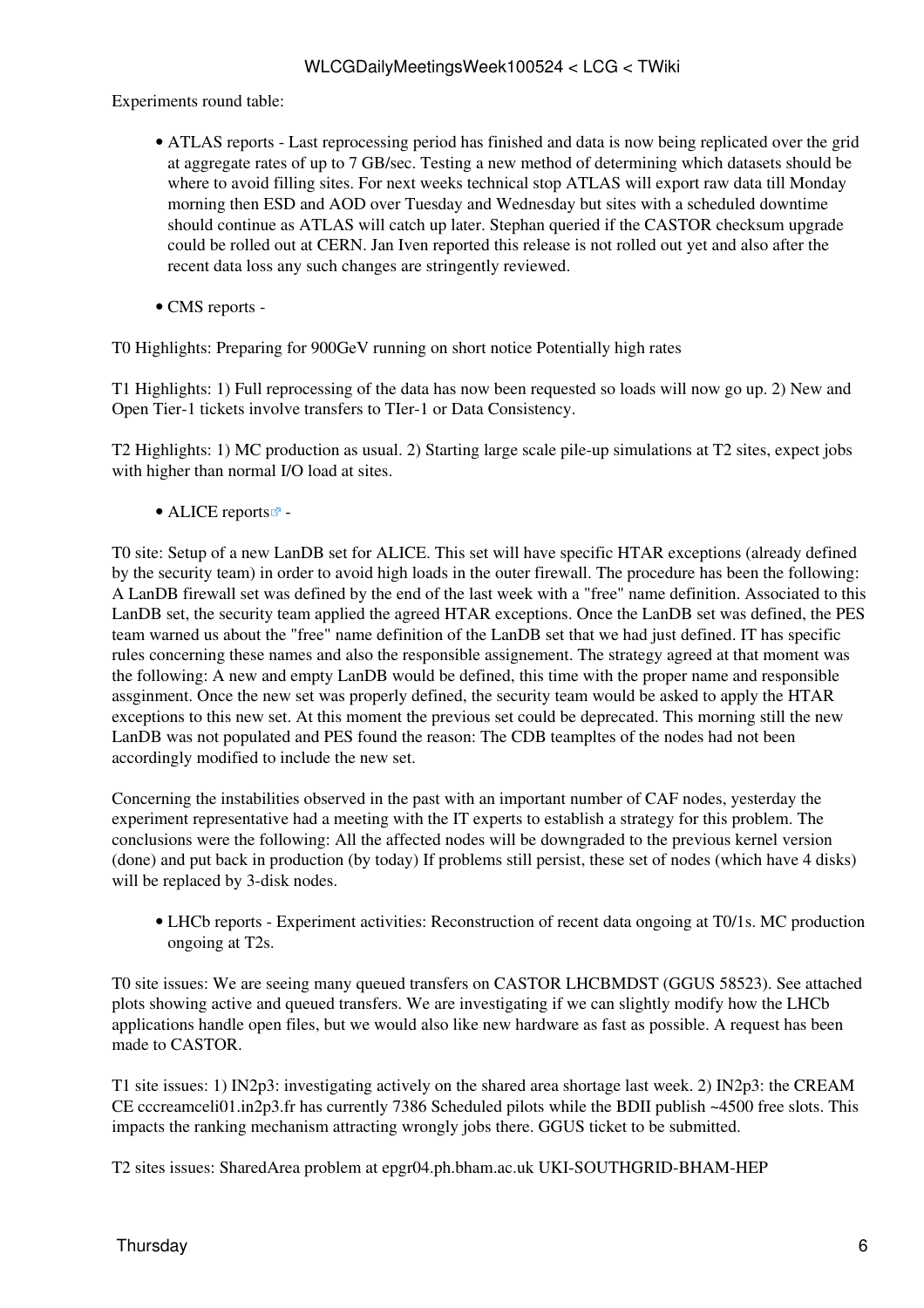Experiments round table:

- ATLAS reports - Last reprocessing period has finished and data is now being replicated over the grid at aggregate rates of up to 7 GB/sec. Testing a new method of determining which datasets should be where to avoid filling sites. For next weeks technical stop ATLAS will export raw data till Monday morning then ESD and AOD over Tuesday and Wednesday but sites with a scheduled downtime should continue as ATLAS will catch up later. Stephan queried if the CASTOR checksum upgrade could be rolled out at CERN. Jan Iven reported this release is not rolled out yet and also after the recent data loss any such changes are stringently reviewed.

- CMS reports -

T0 Highlights: Preparing for 900GeV running on short notice Potentially high rates

T1 Highlights: 1) Full reprocessing of the data has now been requested so loads will now go up. 2) New and Open Tier-1 tickets involve transfers to TIer-1 or Data Consistency.

T2 Highlights: 1) MC production as usual. 2) Starting large scale pile-up simulations at T2 sites, expect jobs with higher than normal I/O load at sites.

- ALICE reports -

T0 site: Setup of a new LanDB set for ALICE. This set will have specific HTAR exceptions (already defined by the security team) in order to avoid high loads in the outer firewall. The procedure has been the following: A LanDB firewall set was defined by the end of the last week with a "free" name definition. Associated to this LanDB set, the security team applied the agreed HTAR exceptions. Once the LanDB set was defined, the PES team warned us about the "free" name definition of the LanDB set that we had just defined. IT has specific rules concerning these names and also the responsible assignement. The strategy agreed at that moment was the following: A new and empty LanDB would be defined, this time with the proper name and responsible assginment. Once the new set was properly defined, the security team would be asked to apply the HTAR exceptions to this new set. At this moment the previous set could be deprecated. This morning still the new LanDB was not populated and PES found the reason: The CDB teampltes of the nodes had not been accordingly modified to include the new set.

Concerning the instabilities observed in the past with an important number of CAF nodes, yesterday the experiment representative had a meeting with the IT experts to establish a strategy for this problem. The conclusions were the following: All the affected nodes will be downgraded to the previous kernel version (done) and put back in production (by today) If problems still persist, these set of nodes (which have 4 disks) will be replaced by 3-disk nodes.

- LHCb reports - Experiment activities: Reconstruction of recent data ongoing at T0/1s. MC production ongoing at T2s.

T0 site issues: We are seeing many queued transfers on CASTOR LHCBMDST (GGUS 58523). See attached plots showing active and queued transfers. We are investigating if we can slightly modify how the LHCb applications handle open files, but we would also like new hardware as fast as possible. A request has been made to CASTOR.

T1 site issues: 1) IN2p3: investigating actively on the shared area shortage last week. 2) IN2p3: the CREAM CE cccreamceli01.in2p3.fr has currently 7386 Scheduled pilots while the BDII publish ~4500 free slots. This impacts the ranking mechanism attracting wrongly jobs there. GGUS ticket to be submitted.

T2 sites issues: SharedArea problem at epgr04.ph.bham.ac.uk UKI-SOUTHGRID-BHAM-HEP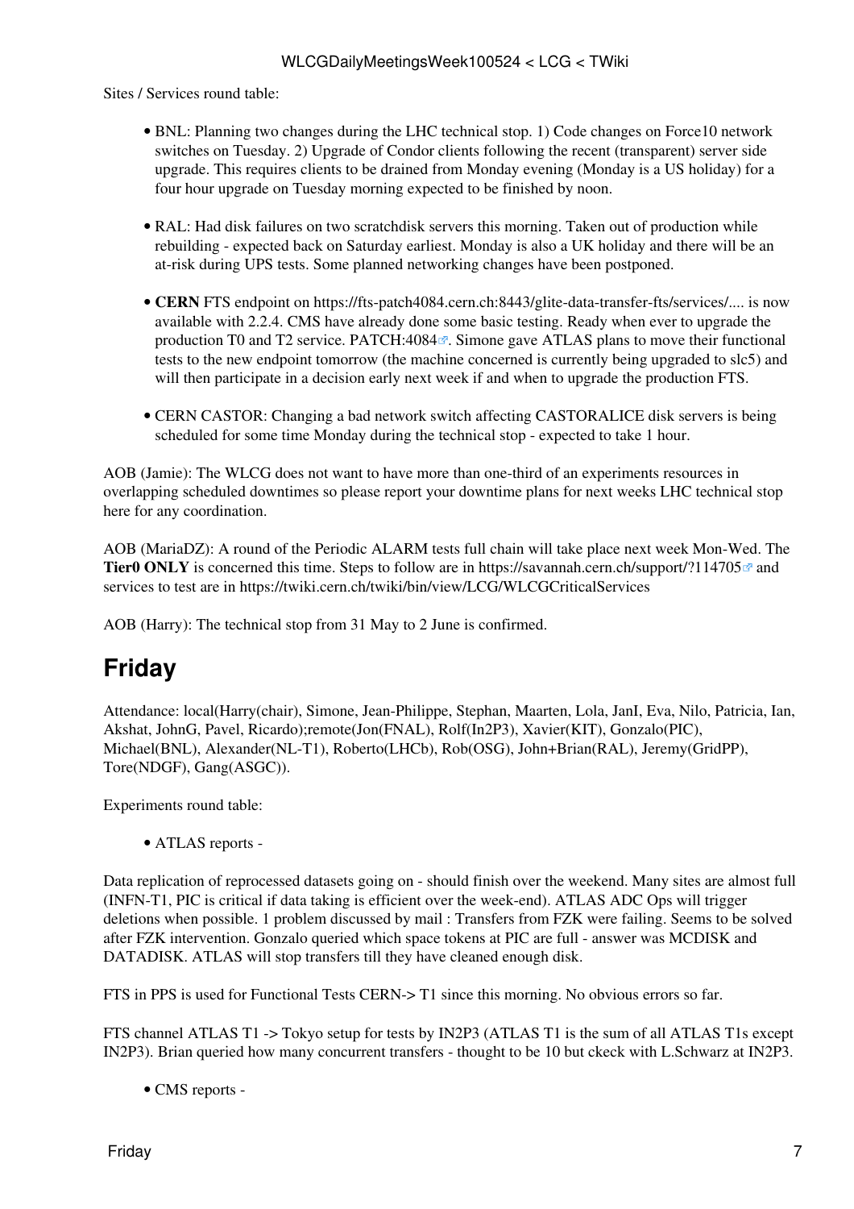Sites / Services round table:

- BNL: Planning two changes during the LHC technical stop. 1) Code changes on Force10 network switches on Tuesday. 2) Upgrade of Condor clients following the recent (transparent) server side upgrade. This requires clients to be drained from Monday evening (Monday is a US holiday) for a four hour upgrade on Tuesday morning expected to be finished by noon.

- RAL: Had disk failures on two scratchdisk servers this morning. Taken out of production while rebuilding - expected back on Saturday earliest. Monday is also a UK holiday and there will be an at-risk during UPS tests. Some planned networking changes have been postponed.

- **CERN** FTS endpoint on https://fts-patch4084.cern.ch:8443/glite-data-transfer-fts/services/.... is now available with 2.2.4. CMS have already done some basic testing. Ready when ever to upgrade the production T0 and T2 service. PATCH:4084. Simone gave ATLAS plans to move their functional tests to the new endpoint tomorrow (the machine concerned is currently being upgraded to slc5) and will then participate in a decision early next week if and when to upgrade the production FTS.

- CERN CASTOR: Changing a bad network switch affecting CASTORALICE disk servers is being scheduled for some time Monday during the technical stop - expected to take 1 hour.

AOB (Jamie): The WLCG does not want to have more than one-third of an experiments resources in overlapping scheduled downtimes so please report your downtime plans for next weeks LHC technical stop here for any coordination.

AOB (MariaDZ): A round of the Periodic ALARM tests full chain will take place next week Mon-Wed. The **Tier0 ONLY** is concerned this time. Steps to follow are in https://savannah.cern.ch/support/?114705 and services to test are in https://twiki.cern.ch/twiki/bin/view/LCG/WLCGCriticalServices

AOB (Harry): The technical stop from 31 May to 2 June is confirmed.

# Friday

Attendance: local(Harry(chair), Simone, Jean-Philippe, Stephan, Maarten, Lola, JanI, Eva, Nilo, Patricia, Ian, Akshat, JohnG, Pavel, Ricardo);remote(Jon(FNAL), Rolf(In2P3), Xavier(KIT), Gonzalo(PIC), Michael(BNL), Alexander(NL-T1), Roberto(LHCb), Rob(OSG), John+Brian(RAL), Jeremy(GridPP), Tore(NDGF), Gang(ASGC)).

Experiments round table:

- ATLAS reports -

Data replication of reprocessed datasets going on - should finish over the weekend. Many sites are almost full (INFN-T1, PIC is critical if data taking is efficient over the week-end). ATLAS ADC Ops will trigger deletions when possible. 1 problem discussed by mail : Transfers from FZK were failing. Seems to be solved after FZK intervention. Gonzalo queried which space tokens at PIC are full - answer was MCDISK and DATADISK. ATLAS will stop transfers till they have cleaned enough disk.

FTS in PPS is used for Functional Tests CERN-> T1 since this morning. No obvious errors so far.

FTS channel ATLAS T1 -> Tokyo setup for tests by IN2P3 (ATLAS T1 is the sum of all ATLAS T1s except IN2P3). Brian queried how many concurrent transfers - thought to be 10 but ckeck with L.Schwarz at IN2P3.

- CMS reports -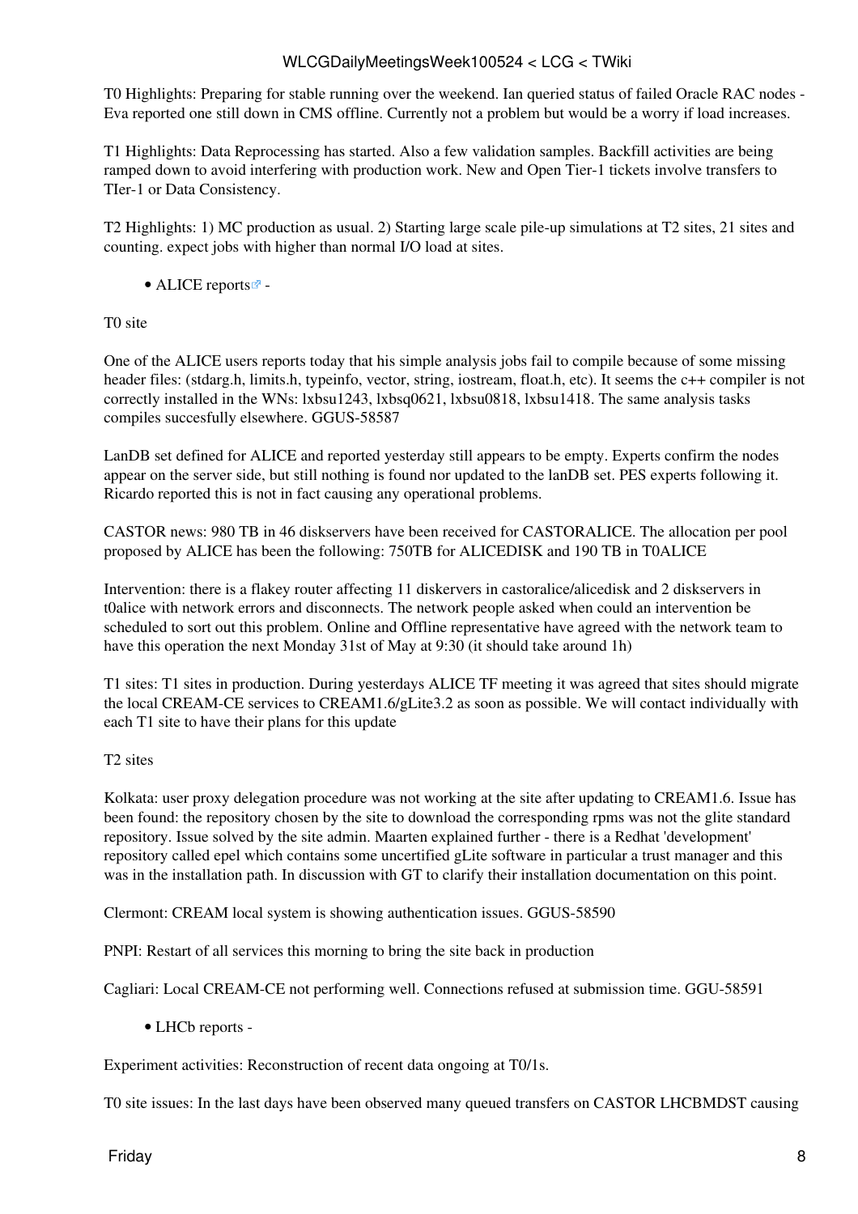T0 Highlights: Preparing for stable running over the weekend. Ian queried status of failed Oracle RAC nodes - Eva reported one still down in CMS offline. Currently not a problem but would be a worry if load increases.

T1 Highlights: Data Reprocessing has started. Also a few validation samples. Backfill activities are being ramped down to avoid interfering with production work. New and Open Tier-1 tickets involve transfers to TIer-1 or Data Consistency.

T2 Highlights: 1) MC production as usual. 2) Starting large scale pile-up simulations at T2 sites, 21 sites and counting. expect jobs with higher than normal I/O load at sites.

- ALICE reports -

T0 site

One of the ALICE users reports today that his simple analysis jobs fail to compile because of some missing header files: (stdarg.h, limits.h, typeinfo, vector, string, iostream, float.h, etc). It seems the c++ compiler is not correctly installed in the WNs: lxbsu1243, lxbsq0621, lxbsu0818, lxbsu1418. The same analysis tasks compiles succesfully elsewhere. GGUS-58587

LanDB set defined for ALICE and reported yesterday still appears to be empty. Experts confirm the nodes appear on the server side, but still nothing is found nor updated to the lanDB set. PES experts following it. Ricardo reported this is not in fact causing any operational problems.

CASTOR news: 980 TB in 46 diskservers have been received for CASTORALICE. The allocation per pool proposed by ALICE has been the following: 750TB for ALICEDISK and 190 TB in T0ALICE

Intervention: there is a flakey router affecting 11 diskervers in castoralice/alicedisk and 2 diskservers in t0alice with network errors and disconnects. The network people asked when could an intervention be scheduled to sort out this problem. Online and Offline representative have agreed with the network team to have this operation the next Monday 31st of May at 9:30 (it should take around 1h)

T1 sites: T1 sites in production. During yesterdays ALICE TF meeting it was agreed that sites should migrate the local CREAM-CE services to CREAM1.6/gLite3.2 as soon as possible. We will contact individually with each T1 site to have their plans for this update

T2 sites

Kolkata: user proxy delegation procedure was not working at the site after updating to CREAM1.6. Issue has been found: the repository chosen by the site to download the corresponding rpms was not the glite standard repository. Issue solved by the site admin. Maarten explained further - there is a Redhat 'development' repository called epel which contains some uncertified gLite software in particular a trust manager and this was in the installation path. In discussion with GT to clarify their installation documentation on this point.

Clermont: CREAM local system is showing authentication issues. GGUS-58590

PNPI: Restart of all services this morning to bring the site back in production

Cagliari: Local CREAM-CE not performing well. Connections refused at submission time. GGU-58591

- LHCb reports -

Experiment activities: Reconstruction of recent data ongoing at T0/1s.

T0 site issues: In the last days have been observed many queued transfers on CASTOR LHCBMDST causing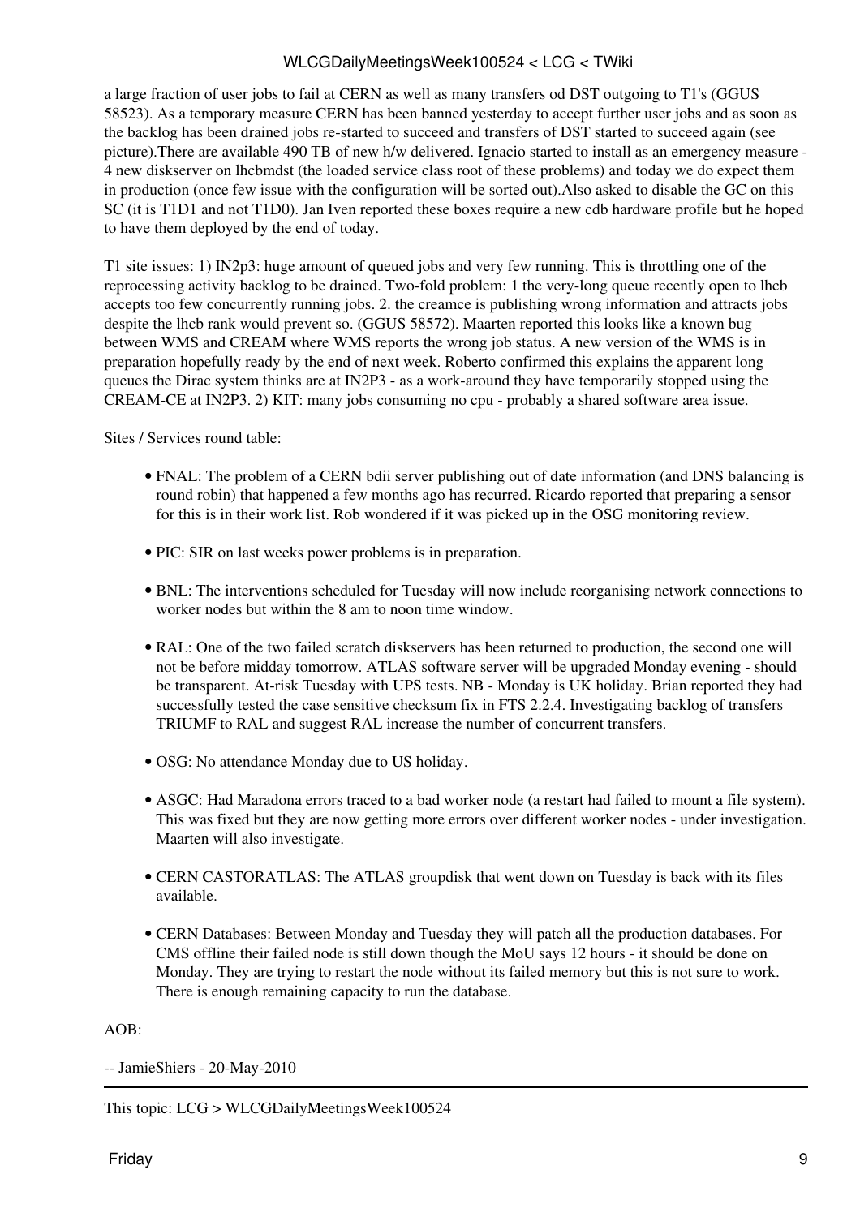a large fraction of user jobs to fail at CERN as well as many transfers od DST outgoing to T1's (GGUS 58523). As a temporary measure CERN has been banned yesterday to accept further user jobs and as soon as the backlog has been drained jobs re-started to succeed and transfers of DST started to succeed again (see picture).There are available 490 TB of new h/w delivered. Ignacio started to install as an emergency measure - 4 new diskserver on lhcbmdst (the loaded service class root of these problems) and today we do expect them in production (once few issue with the configuration will be sorted out).Also asked to disable the GC on this SC (it is T1D1 and not T1D0). Jan Iven reported these boxes require a new cdb hardware profile but he hoped to have them deployed by the end of today.

T1 site issues: 1) IN2p3: huge amount of queued jobs and very few running. This is throttling one of the reprocessing activity backlog to be drained. Two-fold problem: 1 the very-long queue recently open to lhcb accepts too few concurrently running jobs. 2. the creamce is publishing wrong information and attracts jobs despite the lhcb rank would prevent so. (GGUS 58572). Maarten reported this looks like a known bug between WMS and CREAM where WMS reports the wrong job status. A new version of the WMS is in preparation hopefully ready by the end of next week. Roberto confirmed this explains the apparent long queues the Dirac system thinks are at IN2P3 - as a work-around they have temporarily stopped using the CREAM-CE at IN2P3. 2) KIT: many jobs consuming no cpu - probably a shared software area issue.

Sites / Services round table:

- FNAL: The problem of a CERN bdii server publishing out of date information (and DNS balancing is round robin) that happened a few months ago has recurred. Ricardo reported that preparing a sensor for this is in their work list. Rob wondered if it was picked up in the OSG monitoring review.
- PIC: SIR on last weeks power problems is in preparation.
- BNL: The interventions scheduled for Tuesday will now include reorganising network connections to worker nodes but within the 8 am to noon time window.
- RAL: One of the two failed scratch diskservers has been returned to production, the second one will not be before midday tomorrow. ATLAS software server will be upgraded Monday evening - should be transparent. At-risk Tuesday with UPS tests. NB - Monday is UK holiday. Brian reported they had successfully tested the case sensitive checksum fix in FTS 2.2.4. Investigating backlog of transfers TRIUMF to RAL and suggest RAL increase the number of concurrent transfers.
- OSG: No attendance Monday due to US holiday.
- ASGC: Had Maradona errors traced to a bad worker node (a restart had failed to mount a file system). This was fixed but they are now getting more errors over different worker nodes - under investigation. Maarten will also investigate.
- CERN CASTORATLAS: The ATLAS groupdisk that went down on Tuesday is back with its files available.
- CERN Databases: Between Monday and Tuesday they will patch all the production databases. For CMS offline their failed node is still down though the MoU says 12 hours - it should be done on Monday. They are trying to restart the node without its failed memory but this is not sure to work. There is enough remaining capacity to run the database.

AOB:

-- JamieShiers - 20-May-2010

---

This topic: LCG > WLCGDailyMeetingsWeek100524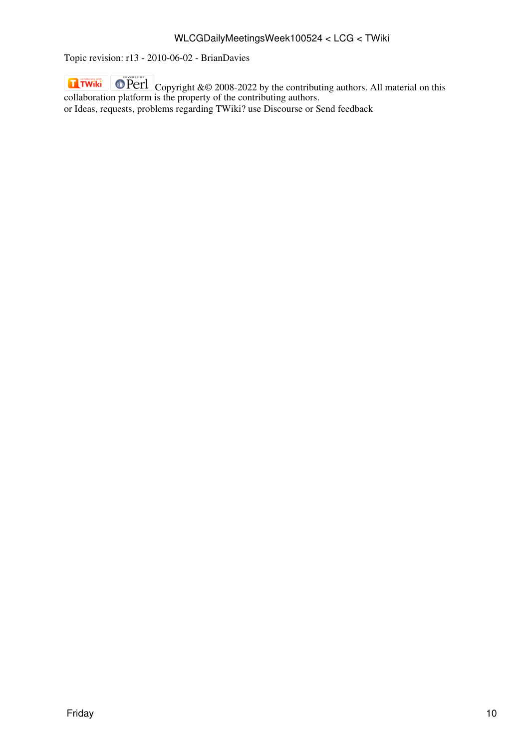Topic revision: r13 - 2010-06-02 - BrianDavies

Copyright &© 2008-2022 by the contributing authors. All material on this collaboration platform is the property of the contributing authors.
or Ideas, requests, problems regarding TWiki? use Discourse or Send feedback